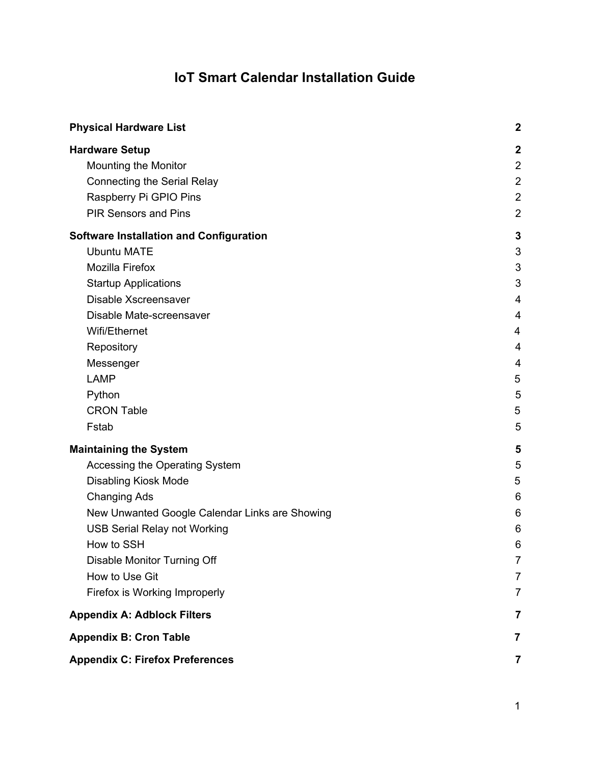# IoT Smart Calendar Installation Guide

**Physical Hardware List** **2**

**Hardware Setup** **2**

- Mounting the Monitor 2
- Connecting the Serial Relay 2
- Raspberry Pi GPIO Pins 2
- PIR Sensors and Pins 2

**Software Installation and Configuration** **3**

- Ubuntu MATE 3
- Mozilla Firefox 3
- Startup Applications 3
- Disable Xscreensaver 4
- Disable Mate-screensaver 4
- Wifi/Ethernet 4
- Repository 4
- Messenger 4
- LAMP 5
- Python 5
- CRON Table 5
- Fstab 5

**Maintaining the System** **5**

- Accessing the Operating System 5
- Disabling Kiosk Mode 5
- Changing Ads 6
- New Unwanted Google Calendar Links are Showing 6
- USB Serial Relay not Working 6
- How to SSH 6
- Disable Monitor Turning Off 7
- How to Use Git 7
- Firefox is Working Improperly 7

**Appendix A: Adblock Filters** **7**

**Appendix B: Cron Table** **7**

**Appendix C: Firefox Preferences** **7**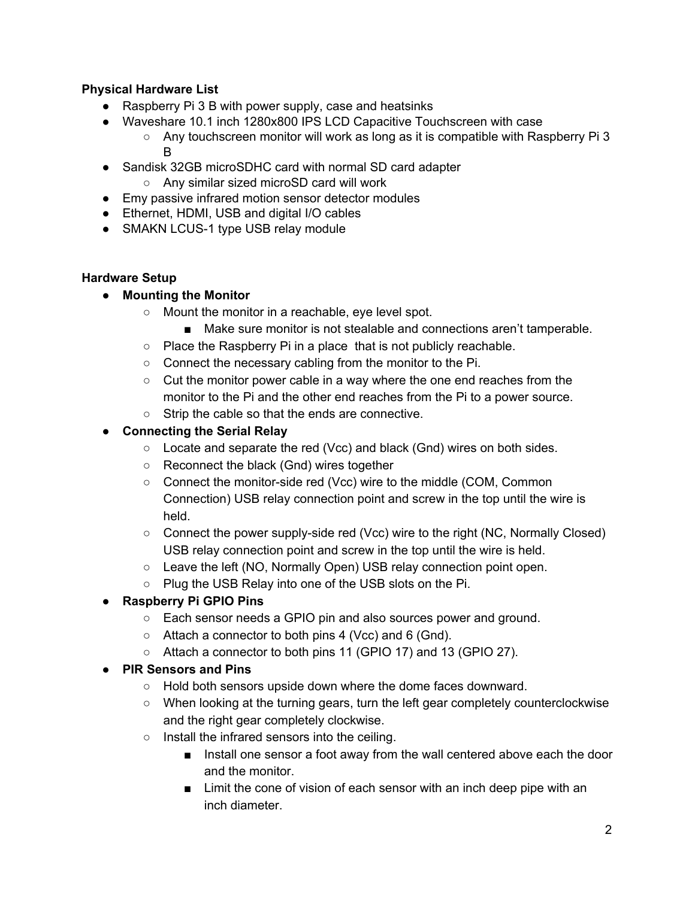**Physical Hardware List**

- Raspberry Pi 3 B with power supply, case and heatsinks
- Waveshare 10.1 inch 1280x800 IPS LCD Capacitive Touchscreen with case
  - Any touchscreen monitor will work as long as it is compatible with Raspberry Pi 3 B
- Sandisk 32GB microSDHC card with normal SD card adapter
  - Any similar sized microSD card will work
- Emy passive infrared motion sensor detector modules
- Ethernet, HDMI, USB and digital I/O cables
- SMAKN LCUS-1 type USB relay module

**Hardware Setup**

- **Mounting the Monitor**
  - Mount the monitor in a reachable, eye level spot.
    - Make sure monitor is not stealable and connections aren't tamperable.
  - Place the Raspberry Pi in a place  that is not publicly reachable.
  - Connect the necessary cabling from the monitor to the Pi.
  - Cut the monitor power cable in a way where the one end reaches from the monitor to the Pi and the other end reaches from the Pi to a power source.
  - Strip the cable so that the ends are connective.
- **Connecting the Serial Relay**
  - Locate and separate the red (Vcc) and black (Gnd) wires on both sides.
  - Reconnect the black (Gnd) wires together
  - Connect the monitor-side red (Vcc) wire to the middle (COM, Common Connection) USB relay connection point and screw in the top until the wire is held.
  - Connect the power supply-side red (Vcc) wire to the right (NC, Normally Closed) USB relay connection point and screw in the top until the wire is held.
  - Leave the left (NO, Normally Open) USB relay connection point open.
  - Plug the USB Relay into one of the USB slots on the Pi.
- **Raspberry Pi GPIO Pins**
  - Each sensor needs a GPIO pin and also sources power and ground.
  - Attach a connector to both pins 4 (Vcc) and 6 (Gnd).
  - Attach a connector to both pins 11 (GPIO 17) and 13 (GPIO 27).
- **PIR Sensors and Pins**
  - Hold both sensors upside down where the dome faces downward.
  - When looking at the turning gears, turn the left gear completely counterclockwise and the right gear completely clockwise.
  - Install the infrared sensors into the ceiling.
    - Install one sensor a foot away from the wall centered above each the door and the monitor.
    - Limit the cone of vision of each sensor with an inch deep pipe with an inch diameter.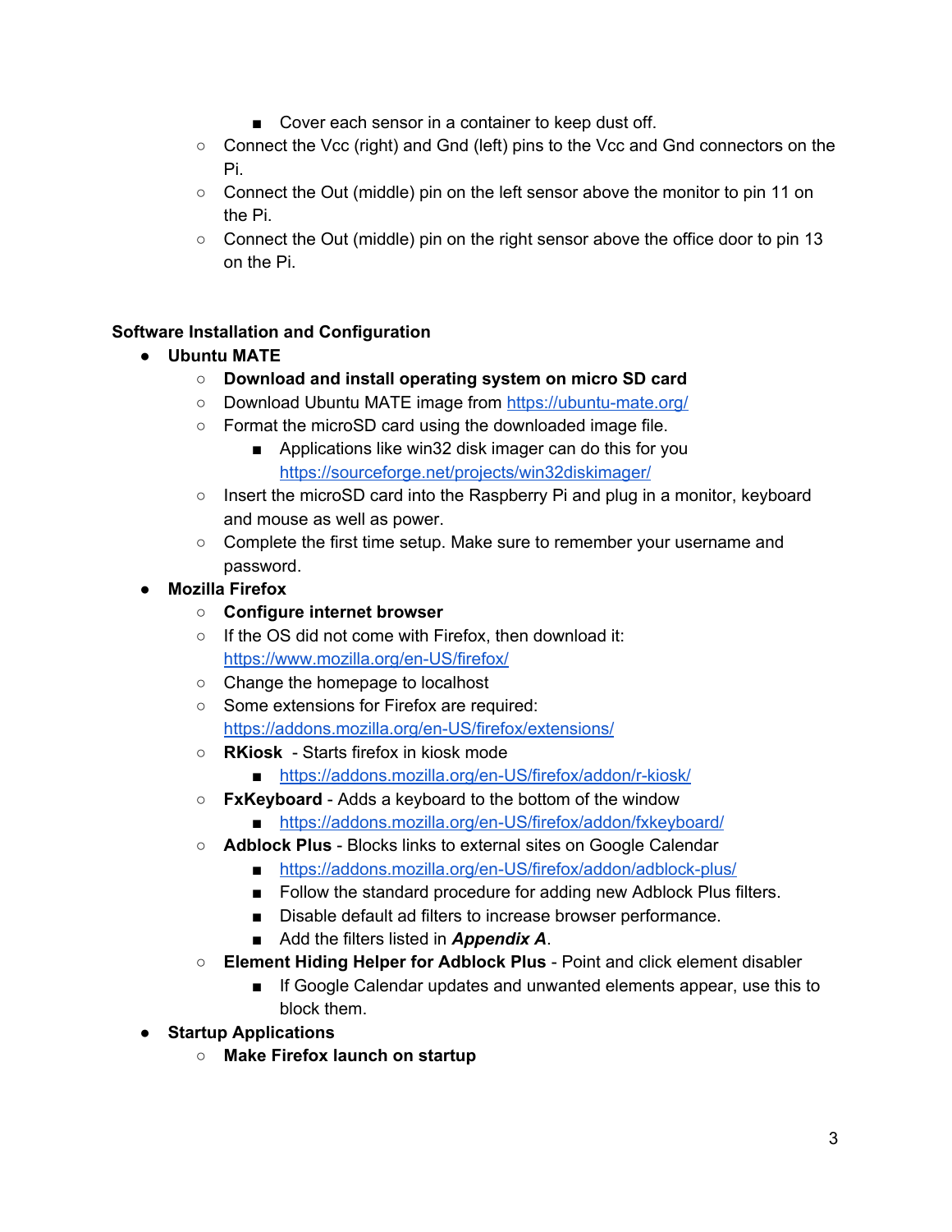- Cover each sensor in a container to keep dust off.
    - Connect the Vcc (right) and Gnd (left) pins to the Vcc and Gnd connectors on the Pi.
    - Connect the Out (middle) pin on the left sensor above the monitor to pin 11 on the Pi.
    - Connect the Out (middle) pin on the right sensor above the office door to pin 13 on the Pi.

**Software Installation and Configuration**

- **Ubuntu MATE**
    - **Download and install operating system on micro SD card**
    - Download Ubuntu MATE image from [https://ubuntu-mate.org/](https://ubuntu-mate.org/)
    - Format the microSD card using the downloaded image file.
        - Applications like win32 disk imager can do this for you [https://sourceforge.net/projects/win32diskimager/](https://sourceforge.net/projects/win32diskimager/)
    - Insert the microSD card into the Raspberry Pi and plug in a monitor, keyboard and mouse as well as power.
    - Complete the first time setup. Make sure to remember your username and password.
- **Mozilla Firefox**
    - **Configure internet browser**
    - If the OS did not come with Firefox, then download it: [https://www.mozilla.org/en-US/firefox/](https://www.mozilla.org/en-US/firefox/)
    - Change the homepage to localhost
    - Some extensions for Firefox are required: [https://addons.mozilla.org/en-US/firefox/extensions/](https://addons.mozilla.org/en-US/firefox/extensions/)
    - **RKiosk** - Starts firefox in kiosk mode
        - [https://addons.mozilla.org/en-US/firefox/addon/r-kiosk/](https://addons.mozilla.org/en-US/firefox/addon/r-kiosk/)
    - **FxKeyboard** - Adds a keyboard to the bottom of the window
        - [https://addons.mozilla.org/en-US/firefox/addon/fxkeyboard/](https://addons.mozilla.org/en-US/firefox/addon/fxkeyboard/)
    - **Adblock Plus** - Blocks links to external sites on Google Calendar
        - [https://addons.mozilla.org/en-US/firefox/addon/adblock-plus/](https://addons.mozilla.org/en-US/firefox/addon/adblock-plus/)
        - Follow the standard procedure for adding new Adblock Plus filters.
        - Disable default ad filters to increase browser performance.
        - Add the filters listed in ***Appendix A***.
    - **Element Hiding Helper for Adblock Plus** - Point and click element disabler
        - If Google Calendar updates and unwanted elements appear, use this to block them.
- **Startup Applications**
    - **Make Firefox launch on startup**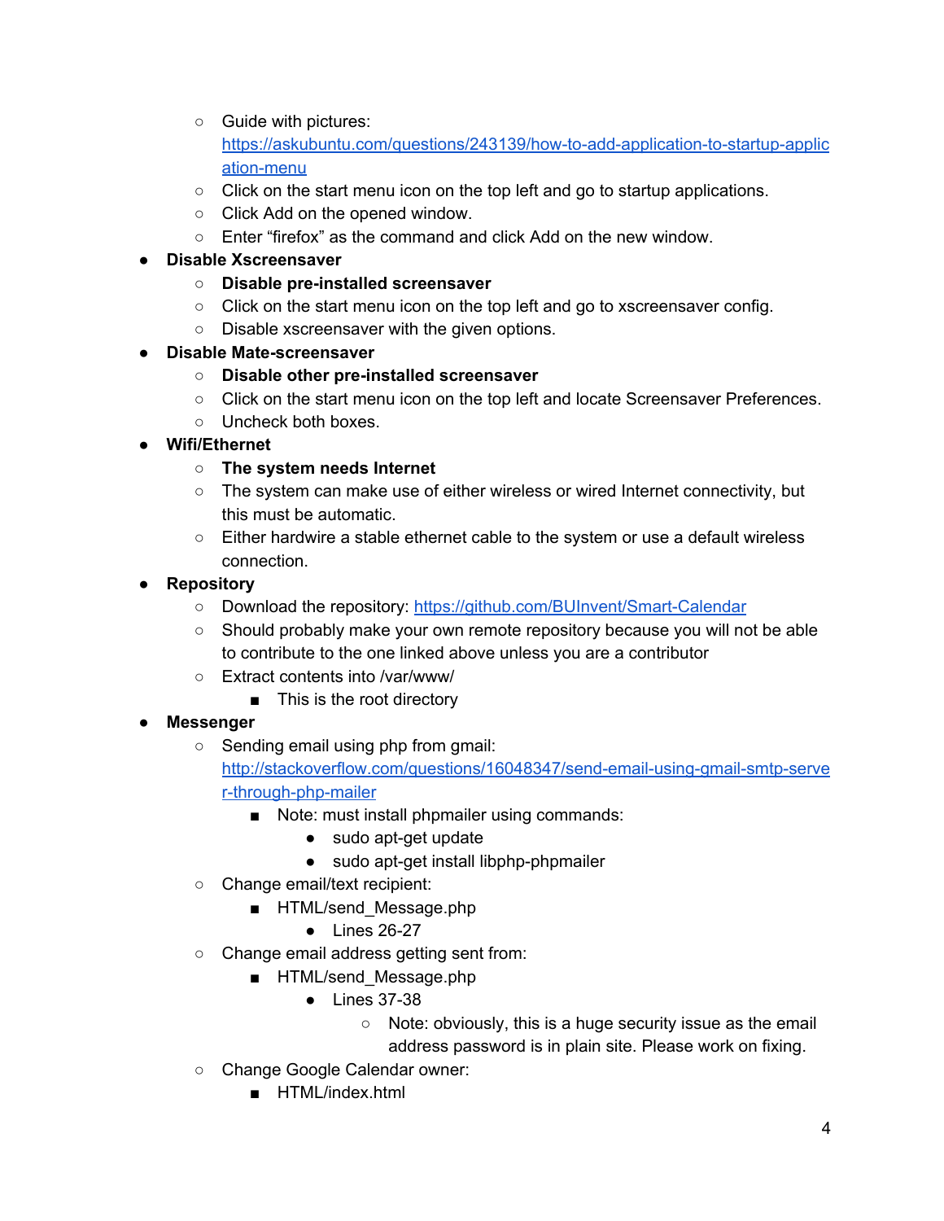- Guide with pictures: [https://askubuntu.com/questions/243139/how-to-add-application-to-startup-application-menu](https://askubuntu.com/questions/243139/how-to-add-application-to-startup-application-menu)
    - Click on the start menu icon on the top left and go to startup applications.
    - Click Add on the opened window.
    - Enter “firefox” as the command and click Add on the new window.
- **Disable Xscreensaver**
    - **Disable pre-installed screensaver**
    - Click on the start menu icon on the top left and go to xscreensaver config.
    - Disable xscreensaver with the given options.
- **Disable Mate-screensaver**
    - **Disable other pre-installed screensaver**
    - Click on the start menu icon on the top left and locate Screensaver Preferences.
    - Uncheck both boxes.
- **Wifi/Ethernet**
    - **The system needs Internet**
    - The system can make use of either wireless or wired Internet connectivity, but this must be automatic.
    - Either hardwire a stable ethernet cable to the system or use a default wireless connection.
- **Repository**
    - Download the repository: [https://github.com/BUInvent/Smart-Calendar](https://github.com/BUInvent/Smart-Calendar)
    - Should probably make your own remote repository because you will not be able to contribute to the one linked above unless you are a contributor
    - Extract contents into /var/www/
        - This is the root directory
- **Messenger**
    - Sending email using php from gmail: [http://stackoverflow.com/questions/16048347/send-email-using-gmail-smtp-server-through-php-mailer](http://stackoverflow.com/questions/16048347/send-email-using-gmail-smtp-server-through-php-mailer)
        - Note: must install phpmailer using commands:
            - sudo apt-get update
            - sudo apt-get install libphp-phpmailer
    - Change email/text recipient:
        - HTML/send_Message.php
            - Lines 26-27
    - Change email address getting sent from:
        - HTML/send_Message.php
            - Lines 37-38
                - Note: obviously, this is a huge security issue as the email address password is in plain site. Please work on fixing.
    - Change Google Calendar owner:
        - HTML/index.html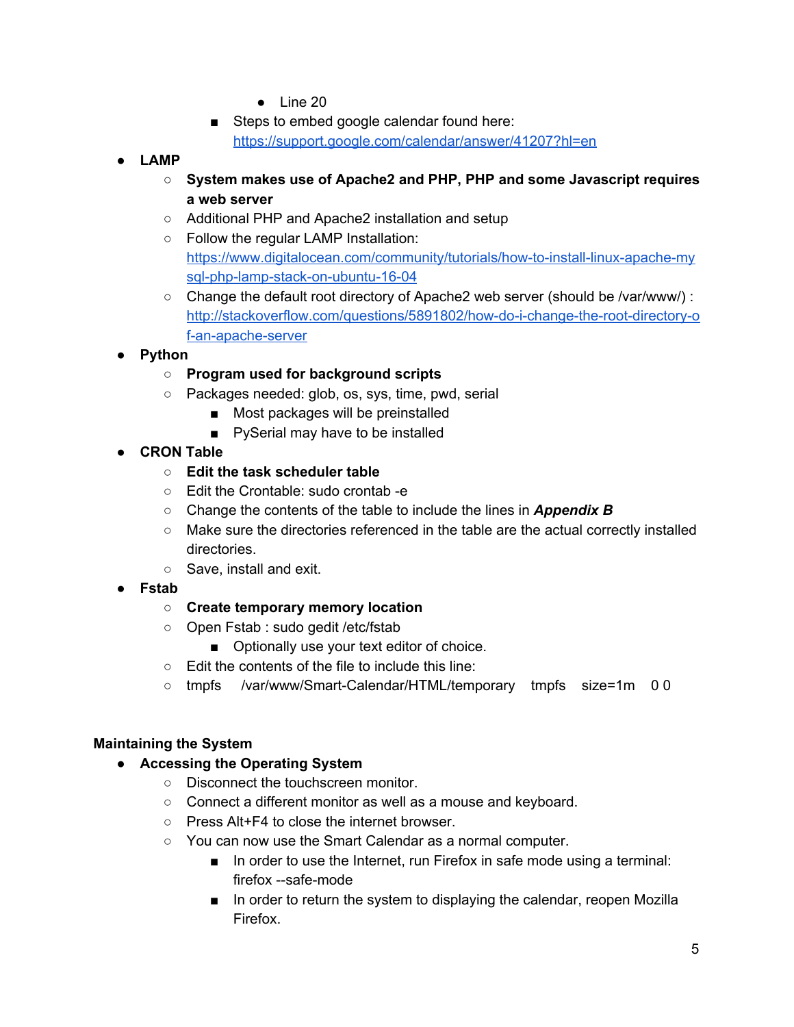- Line 20
        - Steps to embed google calendar found here: https://support.google.com/calendar/answer/41207?hl=en

- **LAMP**
    - **System makes use of Apache2 and PHP, PHP and some Javascript requires a web server**
    - Additional PHP and Apache2 installation and setup
    - Follow the regular LAMP Installation: https://www.digitalocean.com/community/tutorials/how-to-install-linux-apache-mysql-php-lamp-stack-on-ubuntu-16-04
    - Change the default root directory of Apache2 web server (should be /var/www/) : http://stackoverflow.com/questions/5891802/how-do-i-change-the-root-directory-of-an-apache-server
- **Python**
    - **Program used for background scripts**
    - Packages needed: glob, os, sys, time, pwd, serial
        - Most packages will be preinstalled
        - PySerial may have to be installed
- **CRON Table**
    - **Edit the task scheduler table**
    - Edit the Crontable: sudo crontab -e
    - Change the contents of the table to include the lines in ***Appendix B***
    - Make sure the directories referenced in the table are the actual correctly installed directories.
    - Save, install and exit.
- **Fstab**
    - **Create temporary memory location**
    - Open Fstab : sudo gedit /etc/fstab
        - Optionally use your text editor of choice.
    - Edit the contents of the file to include this line:
    - tmpfs   /var/www/Smart-Calendar/HTML/temporary   tmpfs   size=1m   0 0

**Maintaining the System**

- **Accessing the Operating System**
    - Disconnect the touchscreen monitor.
    - Connect a different monitor as well as a mouse and keyboard.
    - Press Alt+F4 to close the internet browser.
    - You can now use the Smart Calendar as a normal computer.
        - In order to use the Internet, run Firefox in safe mode using a terminal: firefox --safe-mode
        - In order to return the system to displaying the calendar, reopen Mozilla Firefox.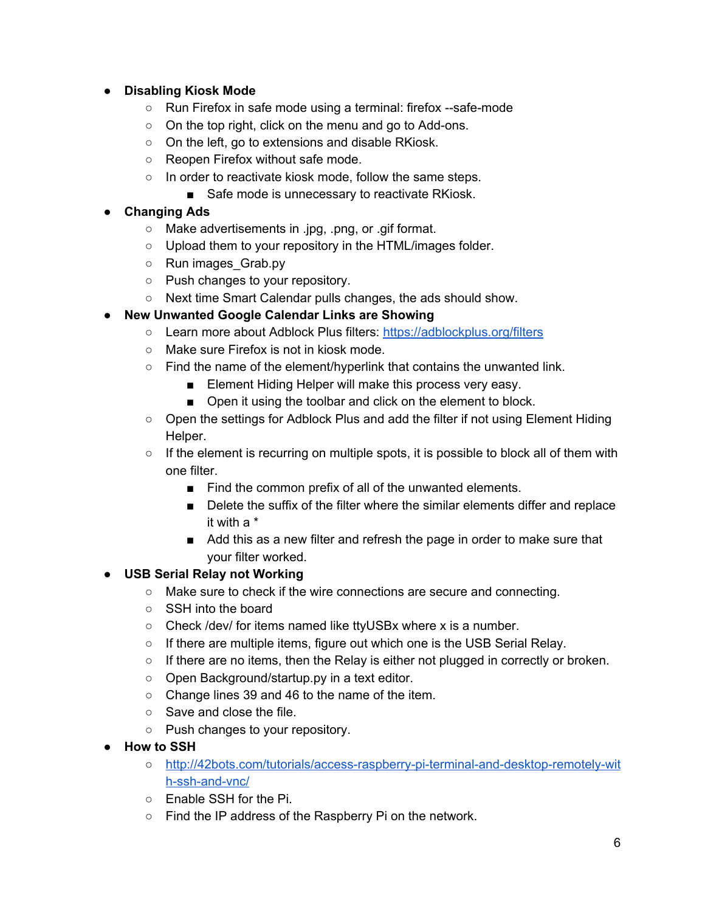- **Disabling Kiosk Mode**
  - Run Firefox in safe mode using a terminal: firefox --safe-mode
  - On the top right, click on the menu and go to Add-ons.
  - On the left, go to extensions and disable RKiosk.
  - Reopen Firefox without safe mode.
  - In order to reactivate kiosk mode, follow the same steps.
    - Safe mode is unnecessary to reactivate RKiosk.
- **Changing Ads**
  - Make advertisements in .jpg, .png, or .gif format.
  - Upload them to your repository in the HTML/images folder.
  - Run images_Grab.py
  - Push changes to your repository.
  - Next time Smart Calendar pulls changes, the ads should show.
- **New Unwanted Google Calendar Links are Showing**
  - Learn more about Adblock Plus filters: [https://adblockplus.org/filters](https://adblockplus.org/filters)
  - Make sure Firefox is not in kiosk mode.
  - Find the name of the element/hyperlink that contains the unwanted link.
    - Element Hiding Helper will make this process very easy.
    - Open it using the toolbar and click on the element to block.
  - Open the settings for Adblock Plus and add the filter if not using Element Hiding Helper.
  - If the element is recurring on multiple spots, it is possible to block all of them with one filter.
    - Find the common prefix of all of the unwanted elements.
    - Delete the suffix of the filter where the similar elements differ and replace it with a *
    - Add this as a new filter and refresh the page in order to make sure that your filter worked.
- **USB Serial Relay not Working**
  - Make sure to check if the wire connections are secure and connecting.
  - SSH into the board
  - Check /dev/ for items named like ttyUSBx where x is a number.
  - If there are multiple items, figure out which one is the USB Serial Relay.
  - If there are no items, then the Relay is either not plugged in correctly or broken.
  - Open Background/startup.py in a text editor.
  - Change lines 39 and 46 to the name of the item.
  - Save and close the file.
  - Push changes to your repository.
- **How to SSH**
  - [http://42bots.com/tutorials/access-raspberry-pi-terminal-and-desktop-remotely-with-ssh-and-vnc/](http://42bots.com/tutorials/access-raspberry-pi-terminal-and-desktop-remotely-with-ssh-and-vnc/)
  - Enable SSH for the Pi.
  - Find the IP address of the Raspberry Pi on the network.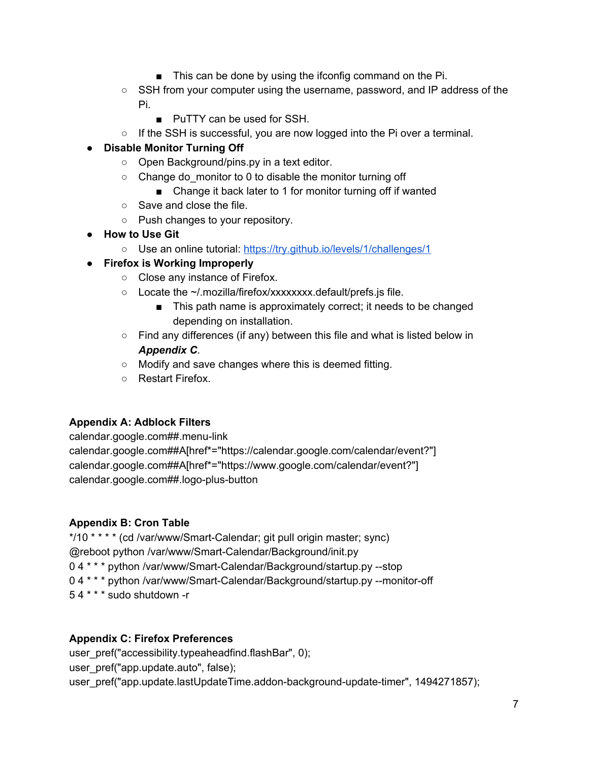- This can be done by using the ifconfig command on the Pi.
    - SSH from your computer using the username, password, and IP address of the Pi.
        - PuTTY can be used for SSH.
    - If the SSH is successful, you are now logged into the Pi over a terminal.
- **Disable Monitor Turning Off**
    - Open Background/pins.py in a text editor.
    - Change do_monitor to 0 to disable the monitor turning off
        - Change it back later to 1 for monitor turning off if wanted
    - Save and close the file.
    - Push changes to your repository.
- **How to Use Git**
    - Use an online tutorial: [https://try.github.io/levels/1/challenges/1](https://try.github.io/levels/1/challenges/1)
- **Firefox is Working Improperly**
    - Close any instance of Firefox.
    - Locate the ~/.mozilla/firefox/xxxxxxxx.default/prefs.js file.
        - This path name is approximately correct; it needs to be changed depending on installation.
    - Find any differences (if any) between this file and what is listed below in ***Appendix C***.
    - Modify and save changes where this is deemed fitting.
    - Restart Firefox.

**Appendix A: Adblock Filters**

```
calendar.google.com##.menu-link
calendar.google.com##A[href*="https://calendar.google.com/calendar/event?"]
calendar.google.com##A[href*="https://www.google.com/calendar/event?"]
calendar.google.com##.logo-plus-button
```

**Appendix B: Cron Table**

```
*/10 * * * * (cd /var/www/Smart-Calendar; git pull origin master; sync)
@reboot python /var/www/Smart-Calendar/Background/init.py
0 4 * * * python /var/www/Smart-Calendar/Background/startup.py --stop
0 4 * * * python /var/www/Smart-Calendar/Background/startup.py --monitor-off
5 4 * * * sudo shutdown -r
```

**Appendix C: Firefox Preferences**

```
user_pref("accessibility.typeaheadfind.flashBar", 0);
user_pref("app.update.auto", false);
user_pref("app.update.lastUpdateTime.addon-background-update-timer", 1494271857);
```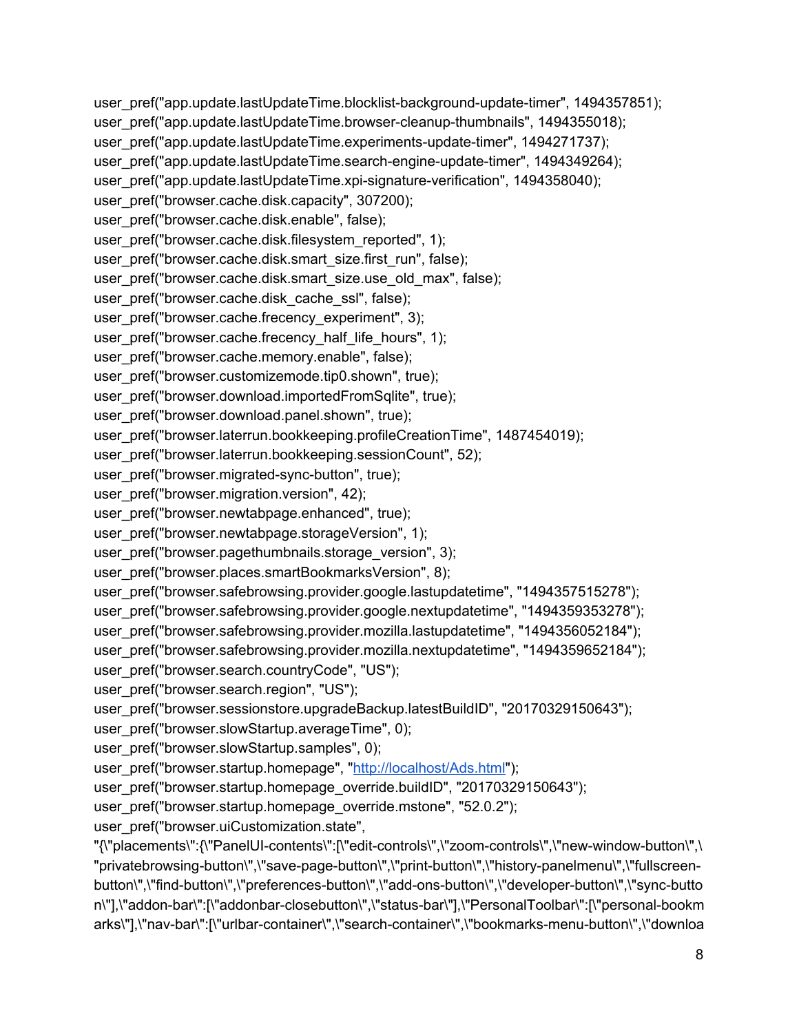```
user_pref("app.update.lastUpdateTime.blocklist-background-update-timer", 1494357851);
user_pref("app.update.lastUpdateTime.browser-cleanup-thumbnails", 1494355018);
user_pref("app.update.lastUpdateTime.experiments-update-timer", 1494271737);
user_pref("app.update.lastUpdateTime.search-engine-update-timer", 1494349264);
user_pref("app.update.lastUpdateTime.xpi-signature-verification", 1494358040);
user_pref("browser.cache.disk.capacity", 307200);
user_pref("browser.cache.disk.enable", false);
user_pref("browser.cache.disk.filesystem_reported", 1);
user_pref("browser.cache.disk.smart_size.first_run", false);
user_pref("browser.cache.disk.smart_size.use_old_max", false);
user_pref("browser.cache.disk_cache_ssl", false);
user_pref("browser.cache.frecency_experiment", 3);
user_pref("browser.cache.frecency_half_life_hours", 1);
user_pref("browser.cache.memory.enable", false);
user_pref("browser.customizemode.tip0.shown", true);
user_pref("browser.download.importedFromSqlite", true);
user_pref("browser.download.panel.shown", true);
user_pref("browser.laterrun.bookkeeping.profileCreationTime", 1487454019);
user_pref("browser.laterrun.bookkeeping.sessionCount", 52);
user_pref("browser.migrated-sync-button", true);
user_pref("browser.migration.version", 42);
user_pref("browser.newtabpage.enhanced", true);
user_pref("browser.newtabpage.storageVersion", 1);
user_pref("browser.pagethumbnails.storage_version", 3);
user_pref("browser.places.smartBookmarksVersion", 8);
user_pref("browser.safebrowsing.provider.google.lastupdatetime", "1494357515278");
user_pref("browser.safebrowsing.provider.google.nextupdatetime", "1494359353278");
user_pref("browser.safebrowsing.provider.mozilla.lastupdatetime", "1494356052184");
user_pref("browser.safebrowsing.provider.mozilla.nextupdatetime", "1494359652184");
user_pref("browser.search.countryCode", "US");
user_pref("browser.search.region", "US");
user_pref("browser.sessionstore.upgradeBackup.latestBuildID", "20170329150643");
user_pref("browser.slowStartup.averageTime", 0);
user_pref("browser.slowStartup.samples", 0);
user_pref("browser.startup.homepage", "http://localhost/Ads.html");
user_pref("browser.startup.homepage_override.buildID", "20170329150643");
user_pref("browser.startup.homepage_override.mstone", "52.0.2");
user_pref("browser.uiCustomization.state",
"{\"placements\":{\"PanelUI-contents\":[\"edit-controls\",\"zoom-controls\",\"new-window-button\",\"privatebrowsing-button\",\"save-page-button\",\"print-button\",\"history-panelmenu\",\"fullscreen-button\",\"find-button\",\"preferences-button\",\"add-ons-button\",\"developer-button\",\"sync-button\"],\"addon-bar\":[\"addonbar-closebutton\",\"status-bar\"],\"PersonalToolbar\":[\"personal-bookmarks\"],\"nav-bar\":[\"urlbar-container\",\"search-container\",\"bookmarks-menu-button\",\"downloa
```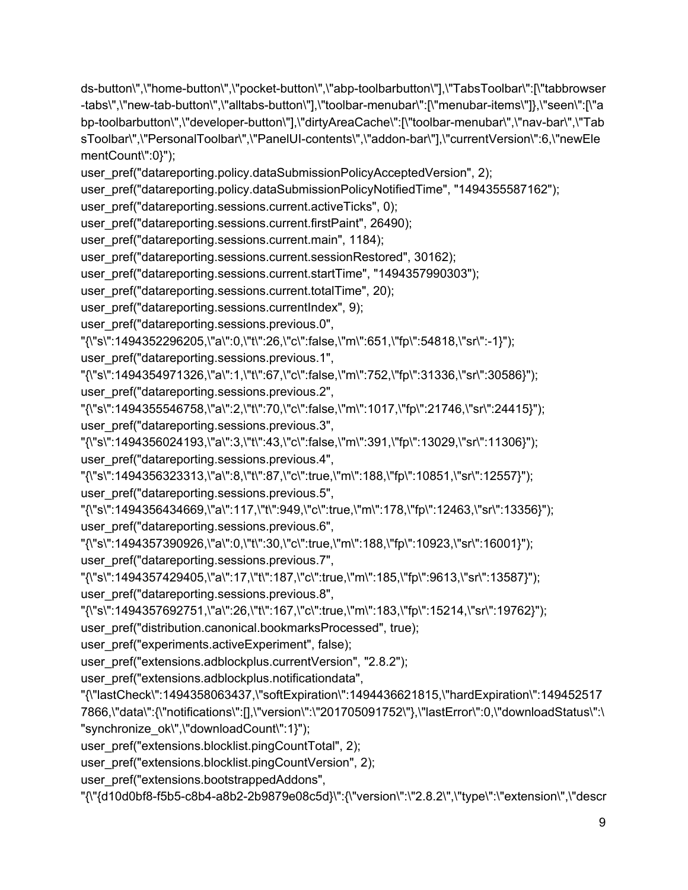```
ds-button\",\"home-button\",\"pocket-button\",\"abp-toolbarbutton\"],\"TabsToolbar\":[\"tabbrowser-tabs\",\"new-tab-button\",\"alltabs-button\"],\"toolbar-menubar\":[\"menubar-items\"]},\"seen\":[\"abp-toolbarbutton\",\"developer-button\"],\"dirtyAreaCache\":[\"toolbar-menubar\",\"nav-bar\",\"TabsToolbar\",\"PersonalToolbar\",\"PanelUI-contents\",\"addon-bar\"],\"currentVersion\":6,\"newElementCount\":0}");
user_pref("datareporting.policy.dataSubmissionPolicyAcceptedVersion", 2);
user_pref("datareporting.policy.dataSubmissionPolicyNotifiedTime", "1494355587162");
user_pref("datareporting.sessions.current.activeTicks", 0);
user_pref("datareporting.sessions.current.firstPaint", 26490);
user_pref("datareporting.sessions.current.main", 1184);
user_pref("datareporting.sessions.current.sessionRestored", 30162);
user_pref("datareporting.sessions.current.startTime", "1494357990303");
user_pref("datareporting.sessions.current.totalTime", 20);
user_pref("datareporting.sessions.currentIndex", 9);
user_pref("datareporting.sessions.previous.0",
"{\"s\":1494352296205,\"a\":0,\"t\":26,\"c\":false,\"m\":651,\"fp\":54818,\"sr\":-1}");
user_pref("datareporting.sessions.previous.1",
"{\"s\":1494354971326,\"a\":1,\"t\":67,\"c\":false,\"m\":752,\"fp\":31336,\"sr\":30586}");
user_pref("datareporting.sessions.previous.2",
"{\"s\":1494355546758,\"a\":2,\"t\":70,\"c\":false,\"m\":1017,\"fp\":21746,\"sr\":24415}");
user_pref("datareporting.sessions.previous.3",
"{\"s\":1494356024193,\"a\":3,\"t\":43,\"c\":false,\"m\":391,\"fp\":13029,\"sr\":11306}");
user_pref("datareporting.sessions.previous.4",
"{\"s\":1494356323313,\"a\":8,\"t\":87,\"c\":true,\"m\":188,\"fp\":10851,\"sr\":12557}");
user_pref("datareporting.sessions.previous.5",
"{\"s\":1494356434669,\"a\":117,\"t\":949,\"c\":true,\"m\":178,\"fp\":12463,\"sr\":13356}");
user_pref("datareporting.sessions.previous.6",
"{\"s\":1494357390926,\"a\":0,\"t\":30,\"c\":true,\"m\":188,\"fp\":10923,\"sr\":16001}");
user_pref("datareporting.sessions.previous.7",
"{\"s\":1494357429405,\"a\":17,\"t\":187,\"c\":true,\"m\":185,\"fp\":9613,\"sr\":13587}");
user_pref("datareporting.sessions.previous.8",
"{\"s\":1494357692751,\"a\":26,\"t\":167,\"c\":true,\"m\":183,\"fp\":15214,\"sr\":19762}");
user_pref("distribution.canonical.bookmarksProcessed", true);
user_pref("experiments.activeExperiment", false);
user_pref("extensions.adblockplus.currentVersion", "2.8.2");
user_pref("extensions.adblockplus.notificationdata",
"{\"lastCheck\":1494358063437,\"softExpiration\":1494436621815,\"hardExpiration\":1494525177866,\"data\":{\"notifications\":[],\"version\":\"201705091752\"},\"lastError\":0,\"downloadStatus\":\"synchronize_ok\",\"downloadCount\":1}");
user_pref("extensions.blocklist.pingCountTotal", 2);
user_pref("extensions.blocklist.pingCountVersion", 2);
user_pref("extensions.bootstrappedAddons",
"{\"{d10d0bf8-f5b5-c8b4-a8b2-2b9879e08c5d}\":{\"version\":\"2.8.2\",\"type\":\"extension\",\"descr
```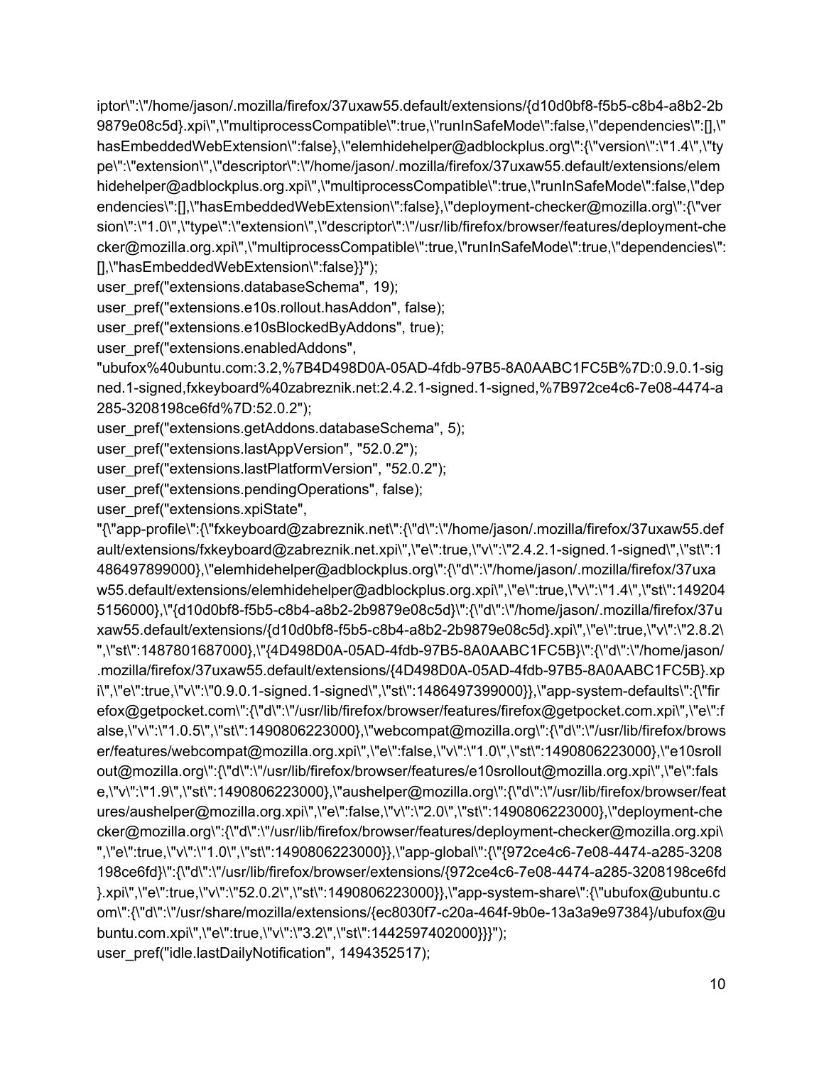iptor\":\"/home/jason/.mozilla/firefox/37uxaw55.default/extensions/{d10d0bf8-f5b5-c8b4-a8b2-2b9879e08c5d}.xpi\",\"multiprocessCompatible\":true,\"runInSafeMode\":false,\"dependencies\":[],\"hasEmbeddedWebExtension\":false},\"elemhidehelper@adblockplus.org\":{\"version\":\"1.4\",\"type\":\"extension\",\"descriptor\":\"/home/jason/.mozilla/firefox/37uxaw55.default/extensions/elemhidehelper@adblockplus.org.xpi\",\"multiprocessCompatible\":true,\"runInSafeMode\":false,\"dependencies\":[],\"hasEmbeddedWebExtension\":false},\"deployment-checker@mozilla.org\":{\"version\":\"1.0\",\"type\":\"extension\",\"descriptor\":\"/usr/lib/firefox/browser/features/deployment-checker@mozilla.org.xpi\",\"multiprocessCompatible\":true,\"runInSafeMode\":true,\"dependencies\":[],\"hasEmbeddedWebExtension\":false}}");
user_pref("extensions.databaseSchema", 19);
user_pref("extensions.e10s.rollout.hasAddon", false);
user_pref("extensions.e10sBlockedByAddons", true);
user_pref("extensions.enabledAddons",
"ubufox%40ubuntu.com:3.2,%7B4D498D0A-05AD-4fdb-97B5-8A0AABC1FC5B%7D:0.9.0.1-signed.1-signed,fxkeyboard%40zabreznik.net:2.4.2.1-signed.1-signed,%7B972ce4c6-7e08-4474-a285-3208198ce6fd%7D:52.0.2");
user_pref("extensions.getAddons.databaseSchema", 5);
user_pref("extensions.lastAppVersion", "52.0.2");
user_pref("extensions.lastPlatformVersion", "52.0.2");
user_pref("extensions.pendingOperations", false);
user_pref("extensions.xpiState",
"{\"app-profile\":{\"fxkeyboard@zabreznik.net\":{\"d\":\"/home/jason/.mozilla/firefox/37uxaw55.default/extensions/fxkeyboard@zabreznik.net.xpi\",\"e\":true,\"v\":\"2.4.2.1-signed.1-signed\",\"st\":1486497899000},\"elemhidehelper@adblockplus.org\":{\"d\":\"/home/jason/.mozilla/firefox/37uxaw55.default/extensions/elemhidehelper@adblockplus.org.xpi\",\"e\":true,\"v\":\"1.4\",\"st\":1492045156000},\"{d10d0bf8-f5b5-c8b4-a8b2-2b9879e08c5d}\":{\"d\":\"/home/jason/.mozilla/firefox/37uxaw55.default/extensions/{d10d0bf8-f5b5-c8b4-a8b2-2b9879e08c5d}.xpi\",\"e\":true,\"v\":\"2.8.2\",\"st\":1487801687000},\"{4D498D0A-05AD-4fdb-97B5-8A0AABC1FC5B}\":{\"d\":\"/home/jason/.mozilla/firefox/37uxaw55.default/extensions/{4D498D0A-05AD-4fdb-97B5-8A0AABC1FC5B}.xpi\",\"e\":true,\"v\":\"0.9.0.1-signed.1-signed\",\"st\":1486497399000}},\"app-system-defaults\":{\"firefox@getpocket.com\":{\"d\":\"/usr/lib/firefox/browser/features/firefox@getpocket.com.xpi\",\"e\":false,\"v\":\"1.0.5\",\"st\":1490806223000},\"webcompat@mozilla.org\":{\"d\":\"/usr/lib/firefox/browser/features/webcompat@mozilla.org.xpi\",\"e\":false,\"v\":\"1.0\",\"st\":1490806223000},\"e10srollout@mozilla.org\":{\"d\":\"/usr/lib/firefox/browser/features/e10srollout@mozilla.org.xpi\",\"e\":false,\"v\":\"1.9\",\"st\":1490806223000},\"aushelper@mozilla.org\":{\"d\":\"/usr/lib/firefox/browser/features/aushelper@mozilla.org.xpi\",\"e\":false,\"v\":\"2.0\",\"st\":1490806223000},\"deployment-checker@mozilla.org\":{\"d\":\"/usr/lib/firefox/browser/features/deployment-checker@mozilla.org.xpi\",\"e\":true,\"v\":\"1.0\",\"st\":1490806223000}},\"app-global\":{\"{972ce4c6-7e08-4474-a285-3208198ce6fd}\":{\"d\":\"/usr/lib/firefox/browser/extensions/{972ce4c6-7e08-4474-a285-3208198ce6fd}.xpi\",\"e\":true,\"v\":\"52.0.2\",\"st\":1490806223000}},\"app-system-share\":{\"ubufox@ubuntu.com\":{\"d\":\"/usr/share/mozilla/extensions/{ec8030f7-c20a-464f-9b0e-13a3a9e97384}/ubufox@ubuntu.com.xpi\",\"e\":true,\"v\":\"3.2\",\"st\":1442597402000}}}");
user_pref("idle.lastDailyNotification", 1494352517);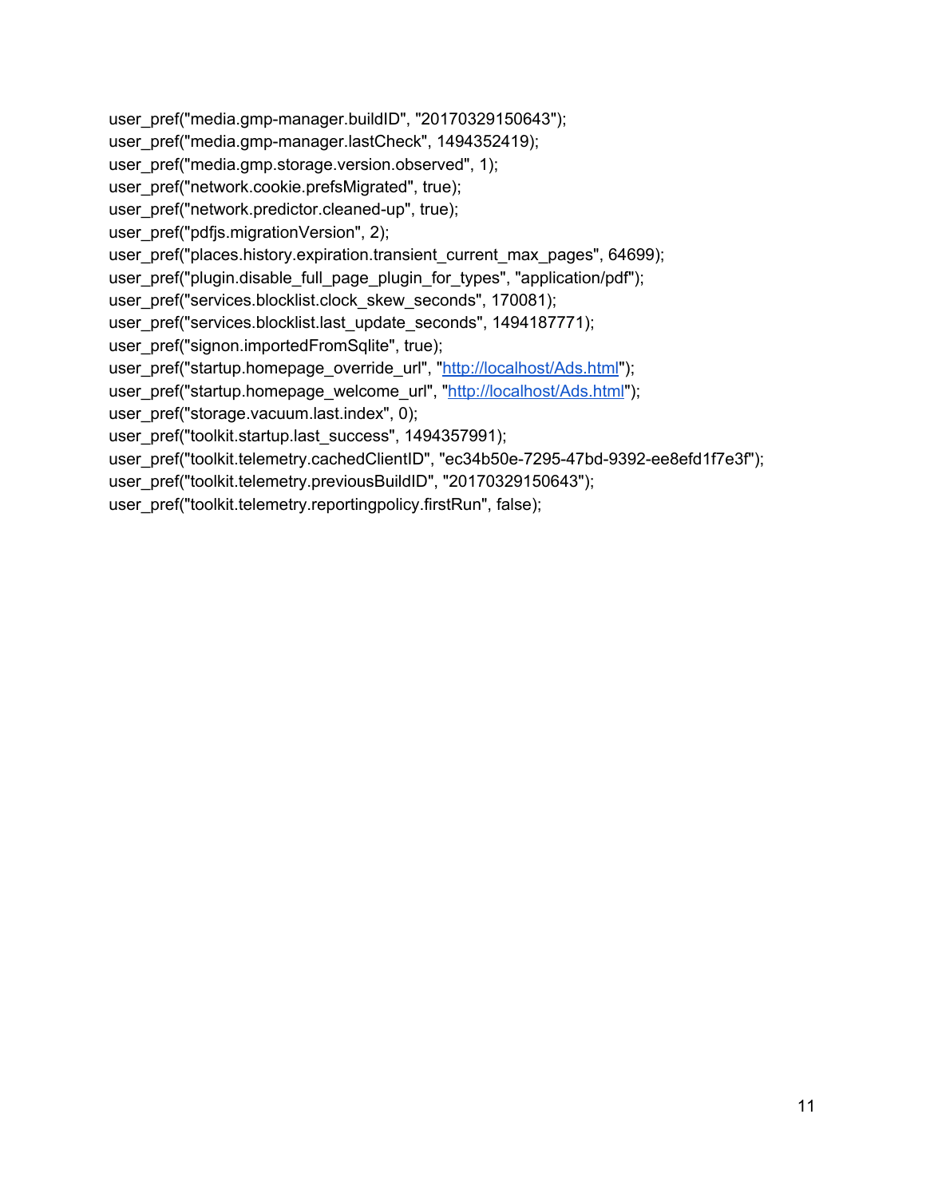```
user_pref("media.gmp-manager.buildID", "20170329150643");
user_pref("media.gmp-manager.lastCheck", 1494352419);
user_pref("media.gmp.storage.version.observed", 1);
user_pref("network.cookie.prefsMigrated", true);
user_pref("network.predictor.cleaned-up", true);
user_pref("pdfjs.migrationVersion", 2);
user_pref("places.history.expiration.transient_current_max_pages", 64699);
user_pref("plugin.disable_full_page_plugin_for_types", "application/pdf");
user_pref("services.blocklist.clock_skew_seconds", 170081);
user_pref("services.blocklist.last_update_seconds", 1494187771);
user_pref("signon.importedFromSqlite", true);
user_pref("startup.homepage_override_url", "http://localhost/Ads.html");
user_pref("startup.homepage_welcome_url", "http://localhost/Ads.html");
user_pref("storage.vacuum.last.index", 0);
user_pref("toolkit.startup.last_success", 1494357991);
user_pref("toolkit.telemetry.cachedClientID", "ec34b50e-7295-47bd-9392-ee8efd1f7e3f");
user_pref("toolkit.telemetry.previousBuildID", "20170329150643");
user_pref("toolkit.telemetry.reportingpolicy.firstRun", false);
```